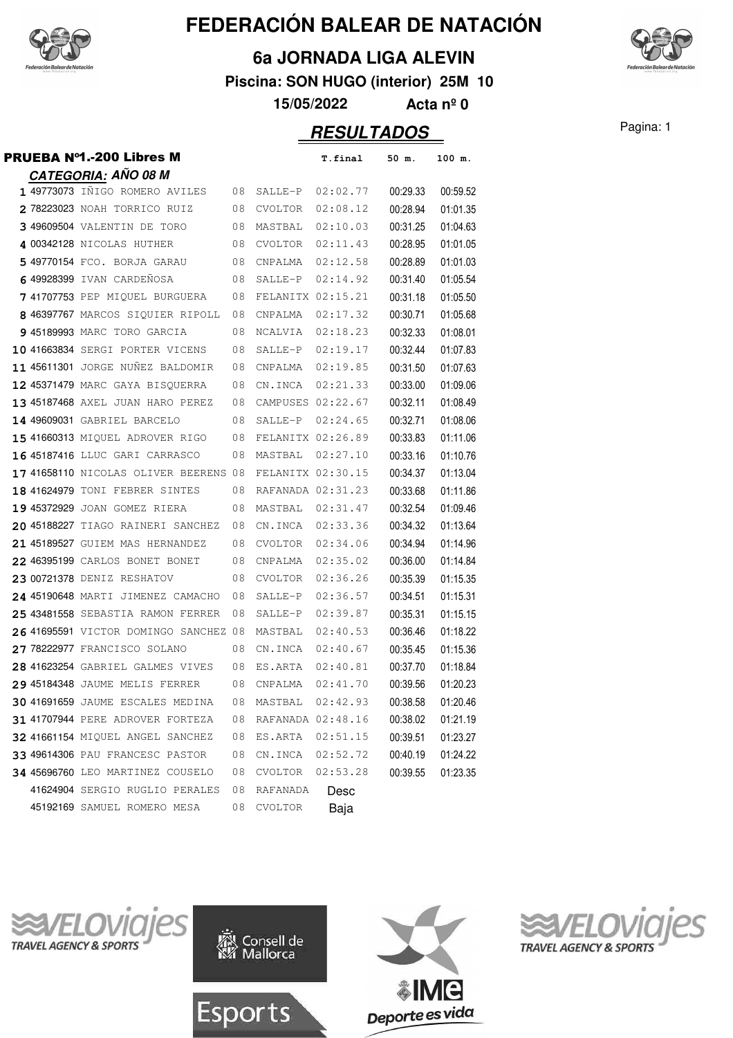# FEDERACIÓN BALEAR DE NATACIÓN

## 6a JORNADA LIGA ALEVIN

**Piscina: SON HUGO (interior) 25M 10**

**15/05/2022** **Acta nº 0**

## *RESULTADOS*

### PRUEBA Nº1.-200 Libres M

#### *CATEGORIA: AÑO 08 M*

| Pos. | Licencia | Nombre | Año | Club | T.final | 50 m. | 100 m. |
|---|---|---|---|---|---|---|---|
| 1 | 49773073 | IÑIGO ROMERO AVILES | 08 | SALLE-P | 02:02.77 | 00:29.33 | 00:59.52 |
| 2 | 78223023 | NOAH TORRICO RUIZ | 08 | CVOLTOR | 02:08.12 | 00:28.94 | 01:01.35 |
| 3 | 49609504 | VALENTIN DE TORO | 08 | MASTBAL | 02:10.03 | 00:31.25 | 01:04.63 |
| 4 | 00342128 | NICOLAS HUTHER | 08 | CVOLTOR | 02:11.43 | 00:28.95 | 01:01.05 |
| 5 | 49770154 | FCO. BORJA GARAU | 08 | CNPALMA | 02:12.58 | 00:28.89 | 01:01.03 |
| 6 | 49928399 | IVAN CARDEÑOSA | 08 | SALLE-P | 02:14.92 | 00:31.40 | 01:05.54 |
| 7 | 41707753 | PEP MIQUEL BURGUERA | 08 | FELANITX | 02:15.21 | 00:31.18 | 01:05.50 |
| 8 | 46397767 | MARCOS SIQUIER RIPOLL | 08 | CNPALMA | 02:17.32 | 00:30.71 | 01:05.68 |
| 9 | 45189993 | MARC TORO GARCIA | 08 | NCALVIA | 02:18.23 | 00:32.33 | 01:08.01 |
| 10 | 41663834 | SERGI PORTER VICENS | 08 | SALLE-P | 02:19.17 | 00:32.44 | 01:07.83 |
| 11 | 45611301 | JORGE NUÑEZ BALDOMIR | 08 | CNPALMA | 02:19.85 | 00:31.50 | 01:07.63 |
| 12 | 45371479 | MARC GAYA BISQUERRA | 08 | CN.INCA | 02:21.33 | 00:33.00 | 01:09.06 |
| 13 | 45187468 | AXEL JUAN HARO PEREZ | 08 | CAMPUSES | 02:22.67 | 00:32.11 | 01:08.49 |
| 14 | 49609031 | GABRIEL BARCELO | 08 | SALLE-P | 02:24.65 | 00:32.71 | 01:08.06 |
| 15 | 41660313 | MIQUEL ADROVER RIGO | 08 | FELANITX | 02:26.89 | 00:33.83 | 01:11.06 |
| 16 | 45187416 | LLUC GARI CARRASCO | 08 | MASTBAL | 02:27.10 | 00:33.16 | 01:10.76 |
| 17 | 41658110 | NICOLAS OLIVER BEERENS | 08 | FELANITX | 02:30.15 | 00:34.37 | 01:13.04 |
| 18 | 41624979 | TONI FEBRER SINTES | 08 | RAFANADA | 02:31.23 | 00:33.68 | 01:11.86 |
| 19 | 45372929 | JOAN GOMEZ RIERA | 08 | MASTBAL | 02:31.47 | 00:32.54 | 01:09.46 |
| 20 | 45188227 | TIAGO RAINERI SANCHEZ | 08 | CN.INCA | 02:33.36 | 00:34.32 | 01:13.64 |
| 21 | 45189527 | GUIEM MAS HERNANDEZ | 08 | CVOLTOR | 02:34.06 | 00:34.94 | 01:14.96 |
| 22 | 46395199 | CARLOS BONET BONET | 08 | CNPALMA | 02:35.02 | 00:36.00 | 01:14.84 |
| 23 | 00721378 | DENIZ RESHATOV | 08 | CVOLTOR | 02:36.26 | 00:35.39 | 01:15.35 |
| 24 | 45190648 | MARTI JIMENEZ CAMACHO | 08 | SALLE-P | 02:36.57 | 00:34.51 | 01:15.31 |
| 25 | 43481558 | SEBASTIA RAMON FERRER | 08 | SALLE-P | 02:39.87 | 00:35.31 | 01:15.15 |
| 26 | 41695591 | VICTOR DOMINGO SANCHEZ | 08 | MASTBAL | 02:40.53 | 00:36.46 | 01:18.22 |
| 27 | 78222977 | FRANCISCO SOLANO | 08 | CN.INCA | 02:40.67 | 00:35.45 | 01:15.36 |
| 28 | 41623254 | GABRIEL GALMES VIVES | 08 | ES.ARTA | 02:40.81 | 00:37.70 | 01:18.84 |
| 29 | 45184348 | JAUME MELIS FERRER | 08 | CNPALMA | 02:41.70 | 00:39.56 | 01:20.23 |
| 30 | 41691659 | JAUME ESCALES MEDINA | 08 | MASTBAL | 02:42.93 | 00:38.58 | 01:20.46 |
| 31 | 41707944 | PERE ADROVER FORTEZA | 08 | RAFANADA | 02:48.16 | 00:38.02 | 01:21.19 |
| 32 | 41661154 | MIQUEL ANGEL SANCHEZ | 08 | ES.ARTA | 02:51.15 | 00:39.51 | 01:23.27 |
| 33 | 49614306 | PAU FRANCESC PASTOR | 08 | CN.INCA | 02:52.72 | 00:40.19 | 01:24.22 |
| 34 | 45696760 | LEO MARTINEZ COUSELO | 08 | CVOLTOR | 02:53.28 | 00:39.55 | 01:23.35 |
| | 41624904 | SERGIO RUGLIO PERALES | 08 | RAFANADA | Desc | | |
| | 45192169 | SAMUEL ROMERO MESA | 08 | CVOLTOR | Baja | | |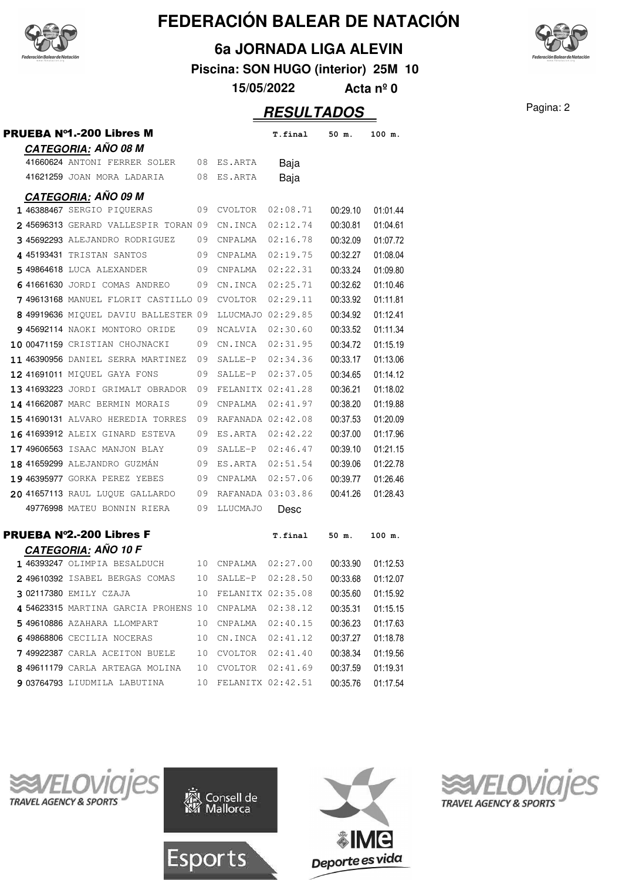# FEDERACIÓN BALEAR DE NATACIÓN

## 6a JORNADA LIGA ALEVIN

**Piscina: SON HUGO (interior) 25M 10**

**15/05/2022** **Acta nº 0**

## *RESULTADOS*

### PRUEBA Nº1.-200 Libres M

**CATEGORIA: AÑO 08 M**

| Pos | Licencia | Nombre | Año | Club | T.final | 50 m. | 100 m. |
|---|---|---|---|---|---|---|---|
| | 41660624 | ANTONI FERRER SOLER | 08 | ES.ARTA | Baja | | |
| | 41621259 | JOAN MORA LADARIA | 08 | ES.ARTA | Baja | | |

**CATEGORIA: AÑO 09 M**

| Pos | Licencia | Nombre | Año | Club | T.final | 50 m. | 100 m. |
|---|---|---|---|---|---|---|---|
| 1 | 46388467 | SERGIO PIQUERAS | 09 | CVOLTOR | 02:08.71 | 00:29.10 | 01:01.44 |
| 2 | 45696313 | GERARD VALLESPIR TORAN | 09 | CN.INCA | 02:12.74 | 00:30.81 | 01:04.61 |
| 3 | 45692293 | ALEJANDRO RODRIGUEZ | 09 | CNPALMA | 02:16.78 | 00:32.09 | 01:07.72 |
| 4 | 45193431 | TRISTAN SANTOS | 09 | CNPALMA | 02:19.75 | 00:32.27 | 01:08.04 |
| 5 | 49864618 | LUCA ALEXANDER | 09 | CNPALMA | 02:22.31 | 00:33.24 | 01:09.80 |
| 6 | 41661630 | JORDI COMAS ANDREO | 09 | CN.INCA | 02:25.71 | 00:32.62 | 01:10.46 |
| 7 | 49613168 | MANUEL FLORIT CASTILLO | 09 | CVOLTOR | 02:29.11 | 00:33.92 | 01:11.81 |
| 8 | 49919636 | MIQUEL DAVIU BALLESTER | 09 | LLUCMAJO | 02:29.85 | 00:34.92 | 01:12.41 |
| 9 | 45692114 | NAOKI MONTORO ORIDE | 09 | NCALVIA | 02:30.60 | 00:33.52 | 01:11.34 |
| 10 | 00471159 | CRISTIAN CHOJNACKI | 09 | CN.INCA | 02:31.95 | 00:34.72 | 01:15.19 |
| 11 | 46390956 | DANIEL SERRA MARTINEZ | 09 | SALLE-P | 02:34.36 | 00:33.17 | 01:13.06 |
| 12 | 41691011 | MIQUEL GAYA FONS | 09 | SALLE-P | 02:37.05 | 00:34.65 | 01:14.12 |
| 13 | 41693223 | JORDI GRIMALT OBRADOR | 09 | FELANITX | 02:41.28 | 00:36.21 | 01:18.02 |
| 14 | 41662087 | MARC BERMIN MORAIS | 09 | CNPALMA | 02:41.97 | 00:38.20 | 01:19.88 |
| 15 | 41690131 | ALVARO HEREDIA TORRES | 09 | RAFANADA | 02:42.08 | 00:37.53 | 01:20.09 |
| 16 | 41693912 | ALEIX GINARD ESTEVA | 09 | ES.ARTA | 02:42.22 | 00:37.00 | 01:17.96 |
| 17 | 49606563 | ISAAC MANJON BLAY | 09 | SALLE-P | 02:46.47 | 00:39.10 | 01:21.15 |
| 18 | 41659299 | ALEJANDRO GUZMÁN | 09 | ES.ARTA | 02:51.54 | 00:39.06 | 01:22.78 |
| 19 | 46395977 | GORKA PEREZ YEBES | 09 | CNPALMA | 02:57.06 | 00:39.77 | 01:26.46 |
| 20 | 41657113 | RAUL LUQUE GALLARDO | 09 | RAFANADA | 03:03.86 | 00:41.26 | 01:28.43 |
| | 49776998 | MATEU BONNIN RIERA | 09 | LLUCMAJO | Desc | | |

### PRUEBA Nº2.-200 Libres F

**CATEGORIA: AÑO 10 F**

| Pos | Licencia | Nombre | Año | Club | T.final | 50 m. | 100 m. |
|---|---|---|---|---|---|---|---|
| 1 | 46393247 | OLIMPIA BESALDUCH | 10 | CNPALMA | 02:27.00 | 00:33.90 | 01:12.53 |
| 2 | 49610392 | ISABEL BERGAS COMAS | 10 | SALLE-P | 02:28.50 | 00:33.68 | 01:12.07 |
| 3 | 02117380 | EMILY CZAJA | 10 | FELANITX | 02:35.08 | 00:35.60 | 01:15.92 |
| 4 | 54623315 | MARTINA GARCIA PROHENS | 10 | CNPALMA | 02:38.12 | 00:35.31 | 01:15.15 |
| 5 | 49610886 | AZAHARA LLOMPART | 10 | CNPALMA | 02:40.15 | 00:36.23 | 01:17.63 |
| 6 | 49868806 | CECILIA NOCERAS | 10 | CN.INCA | 02:41.12 | 00:37.27 | 01:18.78 |
| 7 | 49922387 | CARLA ACEITON BUELE | 10 | CVOLTOR | 02:41.40 | 00:38.34 | 01:19.56 |
| 8 | 49611179 | CARLA ARTEAGA MOLINA | 10 | CVOLTOR | 02:41.69 | 00:37.59 | 01:19.31 |
| 9 | 03764793 | LIUDMILA LABUTINA | 10 | FELANITX | 02:42.51 | 00:35.76 | 01:17.54 |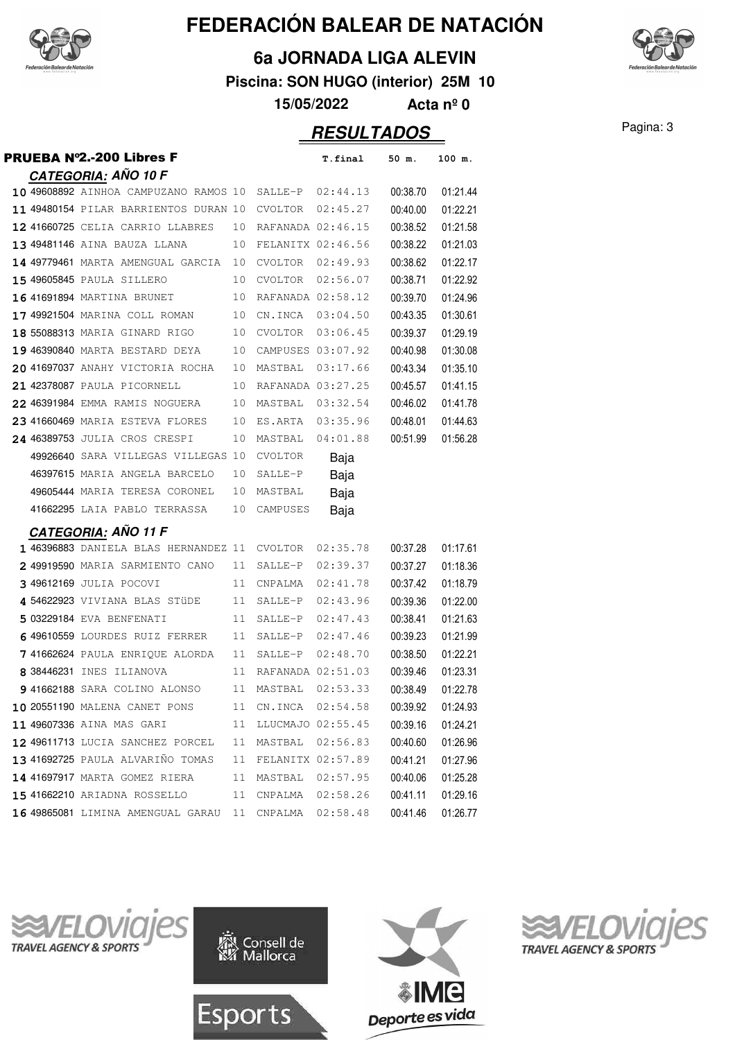# FEDERACIÓN BALEAR DE NATACIÓN

## 6a JORNADA LIGA ALEVIN

**Piscina: SON HUGO (interior) 25M 10**

**15/05/2022 Acta nº 0**

## *RESULTADOS*

### PRUEBA Nº2.-200 Libres F

#### *CATEGORIA: AÑO 10 F*

| Pos | Licencia | Nombre | Año | Club | T.final | 50 m. | 100 m. |
|---|---|---|---|---|---|---|---|
| 10 | 49608892 | AINHOA CAMPUZANO RAMOS | 10 | SALLE-P | 02:44.13 | 00:38.70 | 01:21.44 |
| 11 | 49480154 | PILAR BARRIENTOS DURAN | 10 | CVOLTOR | 02:45.27 | 00:40.00 | 01:22.21 |
| 12 | 41660725 | CELIA CARRIO LLABRES | 10 | RAFANADA | 02:46.15 | 00:38.52 | 01:21.58 |
| 13 | 49481146 | AINA BAUZA LLANA | 10 | FELANITX | 02:46.56 | 00:38.22 | 01:21.03 |
| 14 | 49779461 | MARTA AMENGUAL GARCIA | 10 | CVOLTOR | 02:49.93 | 00:38.62 | 01:22.17 |
| 15 | 49605845 | PAULA SILLERO | 10 | CVOLTOR | 02:56.07 | 00:38.71 | 01:22.92 |
| 16 | 41691894 | MARTINA BRUNET | 10 | RAFANADA | 02:58.12 | 00:39.70 | 01:24.96 |
| 17 | 49921504 | MARINA COLL ROMAN | 10 | CN.INCA | 03:04.50 | 00:43.35 | 01:30.61 |
| 18 | 55088313 | MARIA GINARD RIGO | 10 | CVOLTOR | 03:06.45 | 00:39.37 | 01:29.19 |
| 19 | 46390840 | MARTA BESTARD DEYA | 10 | CAMPUSES | 03:07.92 | 00:40.98 | 01:30.08 |
| 20 | 41697037 | ANAHY VICTORIA ROCHA | 10 | MASTBAL | 03:17.66 | 00:43.34 | 01:35.10 |
| 21 | 42378087 | PAULA PICORNELL | 10 | RAFANADA | 03:27.25 | 00:45.57 | 01:41.15 |
| 22 | 46391984 | EMMA RAMIS NOGUERA | 10 | MASTBAL | 03:32.54 | 00:46.02 | 01:41.78 |
| 23 | 41660469 | MARIA ESTEVA FLORES | 10 | ES.ARTA | 03:35.96 | 00:48.01 | 01:44.63 |
| 24 | 46389753 | JULIA CROS CRESPI | 10 | MASTBAL | 04:01.88 | 00:51.99 | 01:56.28 |
| | 49926640 | SARA VILLEGAS VILLEGAS | 10 | CVOLTOR | Baja | | |
| | 46397615 | MARIA ANGELA BARCELO | 10 | SALLE-P | Baja | | |
| | 49605444 | MARIA TERESA CORONEL | 10 | MASTBAL | Baja | | |
| | 41662295 | LAIA PABLO TERRASSA | 10 | CAMPUSES | Baja | | |

#### *CATEGORIA: AÑO 11 F*

| Pos | Licencia | Nombre | Año | Club | T.final | 50 m. | 100 m. |
|---|---|---|---|---|---|---|---|
| 1 | 46396883 | DANIELA BLAS HERNANDEZ | 11 | CVOLTOR | 02:35.78 | 00:37.28 | 01:17.61 |
| 2 | 49919590 | MARIA SARMIENTO CANO | 11 | SALLE-P | 02:39.37 | 00:37.27 | 01:18.36 |
| 3 | 49612169 | JULIA POCOVI | 11 | CNPALMA | 02:41.78 | 00:37.42 | 01:18.79 |
| 4 | 54622923 | VIVIANA BLAS STüDE | 11 | SALLE-P | 02:43.96 | 00:39.36 | 01:22.00 |
| 5 | 03229184 | EVA BENFENATI | 11 | SALLE-P | 02:47.43 | 00:38.41 | 01:21.63 |
| 6 | 49610559 | LOURDES RUIZ FERRER | 11 | SALLE-P | 02:47.46 | 00:39.23 | 01:21.99 |
| 7 | 41662624 | PAULA ENRIQUE ALORDA | 11 | SALLE-P | 02:48.70 | 00:38.50 | 01:22.21 |
| 8 | 38446231 | INES ILIANOVA | 11 | RAFANADA | 02:51.03 | 00:39.46 | 01:23.31 |
| 9 | 41662188 | SARA COLINO ALONSO | 11 | MASTBAL | 02:53.33 | 00:38.49 | 01:22.78 |
| 10 | 20551190 | MALENA CANET PONS | 11 | CN.INCA | 02:54.58 | 00:39.92 | 01:24.93 |
| 11 | 49607336 | AINA MAS GARI | 11 | LLUCMAJO | 02:55.45 | 00:39.16 | 01:24.21 |
| 12 | 49611713 | LUCIA SANCHEZ PORCEL | 11 | MASTBAL | 02:56.83 | 00:40.60 | 01:26.96 |
| 13 | 41692725 | PAULA ALVARIÑO TOMAS | 11 | FELANITX | 02:57.89 | 00:41.21 | 01:27.96 |
| 14 | 41697917 | MARTA GOMEZ RIERA | 11 | MASTBAL | 02:57.95 | 00:40.06 | 01:25.28 |
| 15 | 41662210 | ARIADNA ROSSELLO | 11 | CNPALMA | 02:58.26 | 00:41.11 | 01:29.16 |
| 16 | 49865081 | LIMINA AMENGUAL GARAU | 11 | CNPALMA | 02:58.48 | 00:41.46 | 01:26.77 |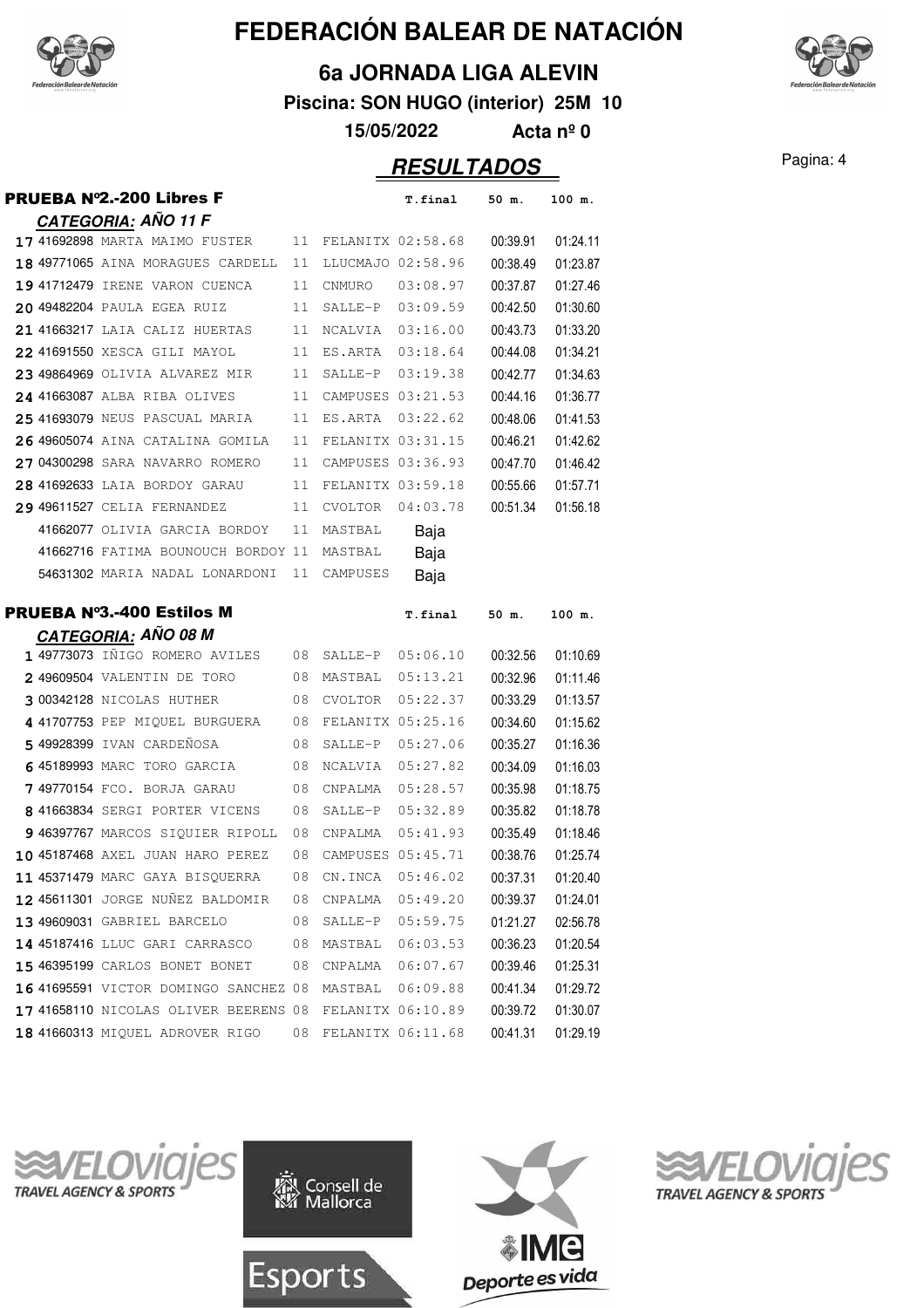# FEDERACIÓN BALEAR DE NATACIÓN

## 6a JORNADA LIGA ALEVIN

**Piscina: SON HUGO (interior) 25M 10**

**15/05/2022 Acta nº 0**

## RESULTADOS

### PRUEBA Nº2.-200 Libres F

**CATEGORIA: AÑO 11 F**

| Pos. | Licencia | Nombre | Año | Club | T.final | 50 m. | 100 m. |
|---|---|---|---|---|---|---|---|
| 17 | 41692898 | MARTA MAIMO FUSTER | 11 | FELANITX | 02:58.68 | 00:39.91 | 01:24.11 |
| 18 | 49771065 | AINA MORAGUES CARDELL | 11 | LLUCMAJO | 02:58.96 | 00:38.49 | 01:23.87 |
| 19 | 41712479 | IRENE VARON CUENCA | 11 | CNMURO | 03:08.97 | 00:37.87 | 01:27.46 |
| 20 | 49482204 | PAULA EGEA RUIZ | 11 | SALLE-P | 03:09.59 | 00:42.50 | 01:30.60 |
| 21 | 41663217 | LAIA CALIZ HUERTAS | 11 | NCALVIA | 03:16.00 | 00:43.73 | 01:33.20 |
| 22 | 41691550 | XESCA GILI MAYOL | 11 | ES.ARTA | 03:18.64 | 00:44.08 | 01:34.21 |
| 23 | 49864969 | OLIVIA ALVAREZ MIR | 11 | SALLE-P | 03:19.38 | 00:42.77 | 01:34.63 |
| 24 | 41663087 | ALBA RIBA OLIVES | 11 | CAMPUSES | 03:21.53 | 00:44.16 | 01:36.77 |
| 25 | 41693079 | NEUS PASCUAL MARIA | 11 | ES.ARTA | 03:22.62 | 00:48.06 | 01:41.53 |
| 26 | 49605074 | AINA CATALINA GOMILA | 11 | FELANITX | 03:31.15 | 00:46.21 | 01:42.62 |
| 27 | 04300298 | SARA NAVARRO ROMERO | 11 | CAMPUSES | 03:36.93 | 00:47.70 | 01:46.42 |
| 28 | 41692633 | LAIA BORDOY GARAU | 11 | FELANITX | 03:59.18 | 00:55.66 | 01:57.71 |
| 29 | 49611527 | CELIA FERNANDEZ | 11 | CVOLTOR | 04:03.78 | 00:51.34 | 01:56.18 |
| | 41662077 | OLIVIA GARCIA BORDOY | 11 | MASTBAL | Baja | | |
| | 41662716 | FATIMA BOUNOUCH BORDOY | 11 | MASTBAL | Baja | | |
| | 54631302 | MARIA NADAL LONARDONI | 11 | CAMPUSES | Baja | | |

### PRUEBA Nº3.-400 Estilos M

**CATEGORIA: AÑO 08 M**

| Pos. | Licencia | Nombre | Año | Club | T.final | 50 m. | 100 m. |
|---|---|---|---|---|---|---|---|
| 1 | 49773073 | IÑIGO ROMERO AVILES | 08 | SALLE-P | 05:06.10 | 00:32.56 | 01:10.69 |
| 2 | 49609504 | VALENTIN DE TORO | 08 | MASTBAL | 05:13.21 | 00:32.96 | 01:11.46 |
| 3 | 00342128 | NICOLAS HUTHER | 08 | CVOLTOR | 05:22.37 | 00:33.29 | 01:13.57 |
| 4 | 41707753 | PEP MIQUEL BURGUERA | 08 | FELANITX | 05:25.16 | 00:34.60 | 01:15.62 |
| 5 | 49928399 | IVAN CARDEÑOSA | 08 | SALLE-P | 05:27.06 | 00:35.27 | 01:16.36 |
| 6 | 45189993 | MARC TORO GARCIA | 08 | NCALVIA | 05:27.82 | 00:34.09 | 01:16.03 |
| 7 | 49770154 | FCO. BORJA GARAU | 08 | CNPALMA | 05:28.57 | 00:35.98 | 01:18.75 |
| 8 | 41663834 | SERGI PORTER VICENS | 08 | SALLE-P | 05:32.89 | 00:35.82 | 01:18.78 |
| 9 | 46397767 | MARCOS SIQUIER RIPOLL | 08 | CNPALMA | 05:41.93 | 00:35.49 | 01:18.46 |
| 10 | 45187468 | AXEL JUAN HARO PEREZ | 08 | CAMPUSES | 05:45.71 | 00:38.76 | 01:25.74 |
| 11 | 45371479 | MARC GAYA BISQUERRA | 08 | CN.INCA | 05:46.02 | 00:37.31 | 01:20.40 |
| 12 | 45611301 | JORGE NUÑEZ BALDOMIR | 08 | CNPALMA | 05:49.20 | 00:39.37 | 01:24.01 |
| 13 | 49609031 | GABRIEL BARCELO | 08 | SALLE-P | 05:59.75 | 01:21.27 | 02:56.78 |
| 14 | 45187416 | LLUC GARI CARRASCO | 08 | MASTBAL | 06:03.53 | 00:36.23 | 01:20.54 |
| 15 | 46395199 | CARLOS BONET BONET | 08 | CNPALMA | 06:07.67 | 00:39.46 | 01:25.31 |
| 16 | 41695591 | VICTOR DOMINGO SANCHEZ | 08 | MASTBAL | 06:09.88 | 00:41.34 | 01:29.72 |
| 17 | 41658110 | NICOLAS OLIVER BEERENS | 08 | FELANITX | 06:10.89 | 00:39.72 | 01:30.07 |
| 18 | 41660313 | MIQUEL ADROVER RIGO | 08 | FELANITX | 06:11.68 | 00:41.31 | 01:29.19 |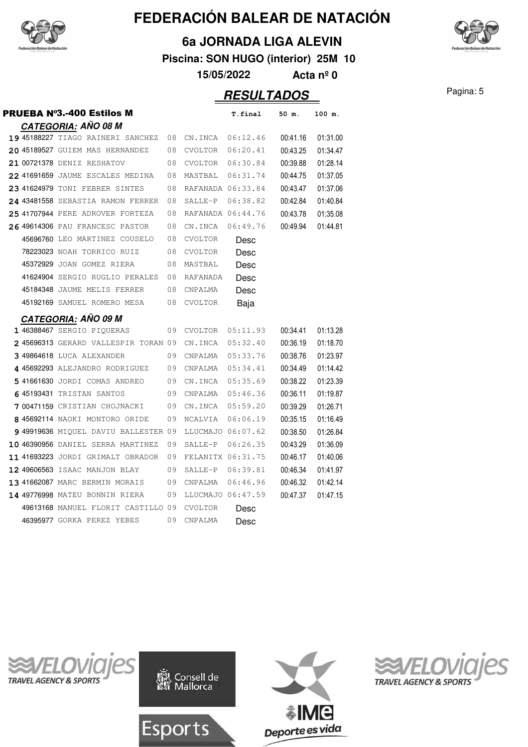# FEDERACIÓN BALEAR DE NATACIÓN

## 6a JORNADA LIGA ALEVIN

**Piscina: SON HUGO (interior) 25M 10**

**15/05/2022** **Acta nº 0**

## *RESULTADOS*

### PRUEBA Nº3.-400 Estilos M

#### *CATEGORIA: AÑO 08 M*

| Pos | Licencia | Nombre | Año | Club | T.final | 50 m. | 100 m. |
|---|---|---|---|---|---|---|---|
| 19 | 45188227 | TIAGO RAINERI SANCHEZ | 08 | CN.INCA | 06:12.46 | 00:41.16 | 01:31.00 |
| 20 | 45189527 | GUIEM MAS HERNANDEZ | 08 | CVOLTOR | 06:20.41 | 00:43.25 | 01:34.47 |
| 21 | 00721378 | DENIZ RESHATOV | 08 | CVOLTOR | 06:30.84 | 00:39.88 | 01:28.14 |
| 22 | 41691659 | JAUME ESCALES MEDINA | 08 | MASTBAL | 06:31.74 | 00:44.75 | 01:37.05 |
| 23 | 41624979 | TONI FEBRER SINTES | 08 | RAFANADA | 06:33.84 | 00:43.47 | 01:37.06 |
| 24 | 43481558 | SEBASTIA RAMON FERRER | 08 | SALLE-P | 06:38.82 | 00:42.84 | 01:40.84 |
| 25 | 41707944 | PERE ADROVER FORTEZA | 08 | RAFANADA | 06:44.76 | 00:43.78 | 01:35.08 |
| 26 | 49614306 | PAU FRANCESC PASTOR | 08 | CN.INCA | 06:49.76 | 00:49.94 | 01:44.81 |
| | 45696760 | LEO MARTINEZ COUSELO | 08 | CVOLTOR | Desc | | |
| | 78223023 | NOAH TORRICO RUIZ | 08 | CVOLTOR | Desc | | |
| | 45372929 | JOAN GOMEZ RIERA | 08 | MASTBAL | Desc | | |
| | 41624904 | SERGIO RUGLIO PERALES | 08 | RAFANADA | Desc | | |
| | 45184348 | JAUME MELIS FERRER | 08 | CNPALMA | Desc | | |
| | 45192169 | SAMUEL ROMERO MESA | 08 | CVOLTOR | Baja | | |

#### *CATEGORIA: AÑO 09 M*

| Pos | Licencia | Nombre | Año | Club | T.final | 50 m. | 100 m. |
|---|---|---|---|---|---|---|---|
| 1 | 46388467 | SERGIO PIQUERAS | 09 | CVOLTOR | 05:11.93 | 00:34.41 | 01:13.28 |
| 2 | 45696313 | GERARD VALLESPIR TORAN | 09 | CN.INCA | 05:32.40 | 00:36.19 | 01:18.70 |
| 3 | 49864618 | LUCA ALEXANDER | 09 | CNPALMA | 05:33.76 | 00:38.76 | 01:23.97 |
| 4 | 45692293 | ALEJANDRO RODRIGUEZ | 09 | CNPALMA | 05:34.41 | 00:34.49 | 01:14.42 |
| 5 | 41661630 | JORDI COMAS ANDREO | 09 | CN.INCA | 05:35.69 | 00:38.22 | 01:23.39 |
| 6 | 45193431 | TRISTAN SANTOS | 09 | CNPALMA | 05:46.36 | 00:36.11 | 01:19.87 |
| 7 | 00471159 | CRISTIAN CHOJNACKI | 09 | CN.INCA | 05:59.20 | 00:39.29 | 01:26.71 |
| 8 | 45692114 | NAOKI MONTORO ORIDE | 09 | NCALVIA | 06:06.19 | 00:35.15 | 01:16.49 |
| 9 | 49919636 | MIQUEL DAVIU BALLESTER | 09 | LLUCMAJO | 06:07.62 | 00:38.50 | 01:26.84 |
| 10 | 46390956 | DANIEL SERRA MARTINEZ | 09 | SALLE-P | 06:26.35 | 00:43.29 | 01:36.09 |
| 11 | 41693223 | JORDI GRIMALT OBRADOR | 09 | FELANITX | 06:31.75 | 00:46.17 | 01:40.06 |
| 12 | 49606563 | ISAAC MANJON BLAY | 09 | SALLE-P | 06:39.81 | 00:46.34 | 01:41.97 |
| 13 | 41662087 | MARC BERMIN MORAIS | 09 | CNPALMA | 06:46.96 | 00:46.32 | 01:42.14 |
| 14 | 49776998 | MATEU BONNIN RIERA | 09 | LLUCMAJO | 06:47.59 | 00:47.37 | 01:47.15 |
| | 49613168 | MANUEL FLORIT CASTILLO | 09 | CVOLTOR | Desc | | |
| | 46395977 | GORKA PEREZ YEBES | 09 | CNPALMA | Desc | | |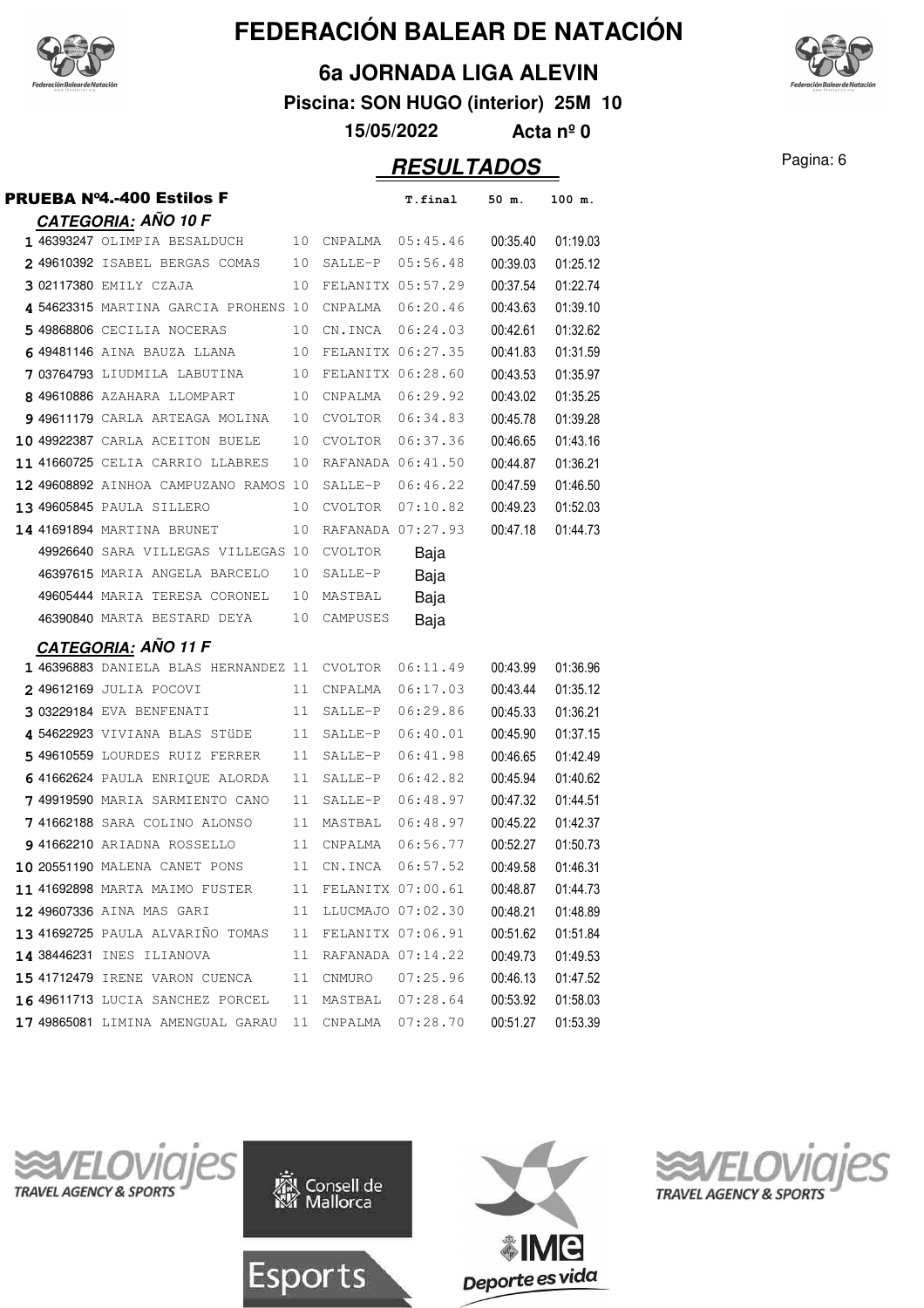# FEDERACIÓN BALEAR DE NATACIÓN

## 6a JORNADA LIGA ALEVIN

**Piscina: SON HUGO (interior) 25M 10**

**15/05/2022 Acta nº 0**

## *RESULTADOS*

**PRUEBA Nº4.-400 Estilos F**

***CATEGORIA: AÑO 10 F***

| Pos. | Licencia | Nombre | Año | Club | T.final | 50 m. | 100 m. |
|---|---|---|---|---|---|---|---|
| 1 | 46393247 | OLIMPIA BESALDUCH | 10 | CNPALMA | 05:45.46 | 00:35.40 | 01:19.03 |
| 2 | 49610392 | ISABEL BERGAS COMAS | 10 | SALLE-P | 05:56.48 | 00:39.03 | 01:25.12 |
| 3 | 02117380 | EMILY CZAJA | 10 | FELANITX | 05:57.29 | 00:37.54 | 01:22.74 |
| 4 | 54623315 | MARTINA GARCIA PROHENS | 10 | CNPALMA | 06:20.46 | 00:43.63 | 01:39.10 |
| 5 | 49868806 | CECILIA NOCERAS | 10 | CN.INCA | 06:24.03 | 00:42.61 | 01:32.62 |
| 6 | 49481146 | AINA BAUZA LLANA | 10 | FELANITX | 06:27.35 | 00:41.83 | 01:31.59 |
| 7 | 03764793 | LIUDMILA LABUTINA | 10 | FELANITX | 06:28.60 | 00:43.53 | 01:35.97 |
| 8 | 49610886 | AZAHARA LLOMPART | 10 | CNPALMA | 06:29.92 | 00:43.02 | 01:35.25 |
| 9 | 49611179 | CARLA ARTEAGA MOLINA | 10 | CVOLTOR | 06:34.83 | 00:45.78 | 01:39.28 |
| 10 | 49922387 | CARLA ACEITON BUELE | 10 | CVOLTOR | 06:37.36 | 00:46.65 | 01:43.16 |
| 11 | 41660725 | CELIA CARRIO LLABRES | 10 | RAFANADA | 06:41.50 | 00:44.87 | 01:36.21 |
| 12 | 49608892 | AINHOA CAMPUZANO RAMOS | 10 | SALLE-P | 06:46.22 | 00:47.59 | 01:46.50 |
| 13 | 49605845 | PAULA SILLERO | 10 | CVOLTOR | 07:10.82 | 00:49.23 | 01:52.03 |
| 14 | 41691894 | MARTINA BRUNET | 10 | RAFANADA | 07:27.93 | 00:47.18 | 01:44.73 |
| | 49926640 | SARA VILLEGAS VILLEGAS | 10 | CVOLTOR | Baja | | |
| | 46397615 | MARIA ANGELA BARCELO | 10 | SALLE-P | Baja | | |
| | 49605444 | MARIA TERESA CORONEL | 10 | MASTBAL | Baja | | |
| | 46390840 | MARTA BESTARD DEYA | 10 | CAMPUSES | Baja | | |

***CATEGORIA: AÑO 11 F***

| Pos. | Licencia | Nombre | Año | Club | T.final | 50 m. | 100 m. |
|---|---|---|---|---|---|---|---|
| 1 | 46396883 | DANIELA BLAS HERNANDEZ | 11 | CVOLTOR | 06:11.49 | 00:43.99 | 01:36.96 |
| 2 | 49612169 | JULIA POCOVI | 11 | CNPALMA | 06:17.03 | 00:43.44 | 01:35.12 |
| 3 | 03229184 | EVA BENFENATI | 11 | SALLE-P | 06:29.86 | 00:45.33 | 01:36.21 |
| 4 | 54622923 | VIVIANA BLAS STüDE | 11 | SALLE-P | 06:40.01 | 00:45.90 | 01:37.15 |
| 5 | 49610559 | LOURDES RUIZ FERRER | 11 | SALLE-P | 06:41.98 | 00:46.65 | 01:42.49 |
| 6 | 41662624 | PAULA ENRIQUE ALORDA | 11 | SALLE-P | 06:42.82 | 00:45.94 | 01:40.62 |
| 7 | 49919590 | MARIA SARMIENTO CANO | 11 | SALLE-P | 06:48.97 | 00:47.32 | 01:44.51 |
| 7 | 41662188 | SARA COLINO ALONSO | 11 | MASTBAL | 06:48.97 | 00:45.22 | 01:42.37 |
| 9 | 41662210 | ARIADNA ROSSELLO | 11 | CNPALMA | 06:56.77 | 00:52.27 | 01:50.73 |
| 10 | 20551190 | MALENA CANET PONS | 11 | CN.INCA | 06:57.52 | 00:49.58 | 01:46.31 |
| 11 | 41692898 | MARTA MAIMO FUSTER | 11 | FELANITX | 07:00.61 | 00:48.87 | 01:44.73 |
| 12 | 49607336 | AINA MAS GARI | 11 | LLUCMAJO | 07:02.30 | 00:48.21 | 01:48.89 |
| 13 | 41692725 | PAULA ALVARIÑO TOMAS | 11 | FELANITX | 07:06.91 | 00:51.62 | 01:51.84 |
| 14 | 38446231 | INES ILIANOVA | 11 | RAFANADA | 07:14.22 | 00:49.73 | 01:49.53 |
| 15 | 41712479 | IRENE VARON CUENCA | 11 | CNMURO | 07:25.96 | 00:46.13 | 01:47.52 |
| 16 | 49611713 | LUCIA SANCHEZ PORCEL | 11 | MASTBAL | 07:28.64 | 00:53.92 | 01:58.03 |
| 17 | 49865081 | LIMINA AMENGUAL GARAU | 11 | CNPALMA | 07:28.70 | 00:51.27 | 01:53.39 |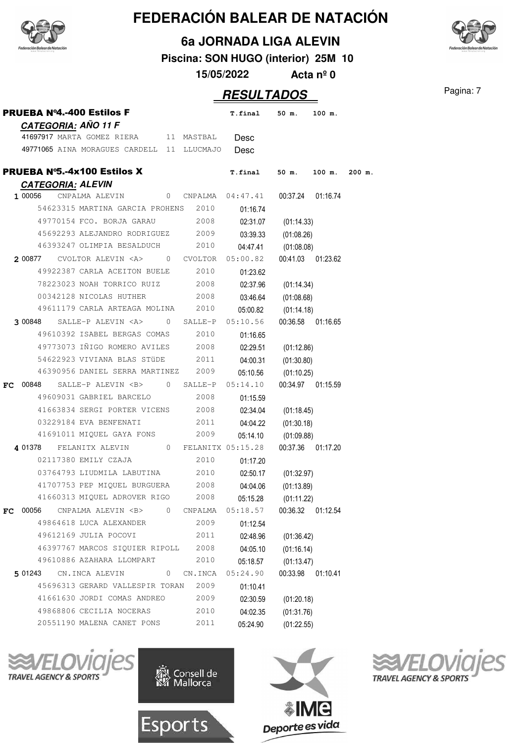# FEDERACIÓN BALEAR DE NATACIÓN

## 6a JORNADA LIGA ALEVIN

**Piscina: SON HUGO (interior) 25M 10**

**15/05/2022** **Acta nº 0**

## *RESULTADOS*

### PRUEBA Nº4.-400 Estilos F

*CATEGORIA: AÑO 11 F*

| Licencia | Nombre | Año | Club | T.final | 50 m. | 100 m. |
|---|---|---|---|---|---|---|
| 41697917 | MARTA GOMEZ RIERA | 11 | MASTBAL | Desc | | |
| 49771065 | AINA MORAGUES CARDELL | 11 | LLUCMAJO | Desc | | |

### PRUEBA Nº5.-4x100 Estilos X

*CATEGORIA: ALEVIN*

| Pos. | Código / Licencia | Nombre | Año | Club | T.final | 50 m. | 100 m. | 200 m. |
|---|---|---|---|---|---|---|---|---|
| 1 | 00056 | CNPALMA ALEVIN | 0 | CNPALMA | 04:47.41 | 00:37.24 | 01:16.74 | |
| | 54623315 | MARTINA GARCIA PROHENS | 2010 | | 01:16.74 | | | |
| | 49770154 | FCO. BORJA GARAU | 2008 | | 02:31.07 | (01:14.33) | | |
| | 45692293 | ALEJANDRO RODRIGUEZ | 2009 | | 03:39.33 | (01:08.26) | | |
| | 46393247 | OLIMPIA BESALDUCH | 2010 | | 04:47.41 | (01:08.08) | | |
| 2 | 00877 | CVOLTOR ALEVIN <A> | 0 | CVOLTOR | 05:00.82 | 00:41.03 | 01:23.62 | |
| | 49922387 | CARLA ACEITON BUELE | 2010 | | 01:23.62 | | | |
| | 78223023 | NOAH TORRICO RUIZ | 2008 | | 02:37.96 | (01:14.34) | | |
| | 00342128 | NICOLAS HUTHER | 2008 | | 03:46.64 | (01:08.68) | | |
| | 49611179 | CARLA ARTEAGA MOLINA | 2010 | | 05:00.82 | (01:14.18) | | |
| 3 | 00848 | SALLE-P ALEVIN <A> | 0 | SALLE-P | 05:10.56 | 00:36.58 | 01:16.65 | |
| | 49610392 | ISABEL BERGAS COMAS | 2010 | | 01:16.65 | | | |
| | 49773073 | IÑIGO ROMERO AVILES | 2008 | | 02:29.51 | (01:12.86) | | |
| | 54622923 | VIVIANA BLAS STüDE | 2011 | | 04:00.31 | (01:30.80) | | |
| | 46390956 | DANIEL SERRA MARTINEZ | 2009 | | 05:10.56 | (01:10.25) | | |
| FC | 00848 | SALLE-P ALEVIN <B> | 0 | SALLE-P | 05:14.10 | 00:34.97 | 01:15.59 | |
| | 49609031 | GABRIEL BARCELO | 2008 | | 01:15.59 | | | |
| | 41663834 | SERGI PORTER VICENS | 2008 | | 02:34.04 | (01:18.45) | | |
| | 03229184 | EVA BENFENATI | 2011 | | 04:04.22 | (01:30.18) | | |
| | 41691011 | MIQUEL GAYA FONS | 2009 | | 05:14.10 | (01:09.88) | | |
| 4 | 01378 | FELANITX ALEVIN | 0 | FELANITX | 05:15.28 | 00:37.36 | 01:17.20 | |
| | 02117380 | EMILY CZAJA | 2010 | | 01:17.20 | | | |
| | 03764793 | LIUDMILA LABUTINA | 2010 | | 02:50.17 | (01:32.97) | | |
| | 41707753 | PEP MIQUEL BURGUERA | 2008 | | 04:04.06 | (01:13.89) | | |
| | 41660313 | MIQUEL ADROVER RIGO | 2008 | | 05:15.28 | (01:11.22) | | |
| FC | 00056 | CNPALMA ALEVIN <B> | 0 | CNPALMA | 05:18.57 | 00:36.32 | 01:12.54 | |
| | 49864618 | LUCA ALEXANDER | 2009 | | 01:12.54 | | | |
| | 49612169 | JULIA POCOVI | 2011 | | 02:48.96 | (01:36.42) | | |
| | 46397767 | MARCOS SIQUIER RIPOLL | 2008 | | 04:05.10 | (01:16.14) | | |
| | 49610886 | AZAHARA LLOMPART | 2010 | | 05:18.57 | (01:13.47) | | |
| 5 | 01243 | CN.INCA ALEVIN | 0 | CN.INCA | 05:24.90 | 00:33.98 | 01:10.41 | |
| | 45696313 | GERARD VALLESPIR TORAN | 2009 | | 01:10.41 | | | |
| | 41661630 | JORDI COMAS ANDREO | 2009 | | 02:30.59 | (01:20.18) | | |
| | 49868806 | CECILIA NOCERAS | 2010 | | 04:02.35 | (01:31.76) | | |
| | 20551190 | MALENA CANET PONS | 2011 | | 05:24.90 | (01:22.55) | | |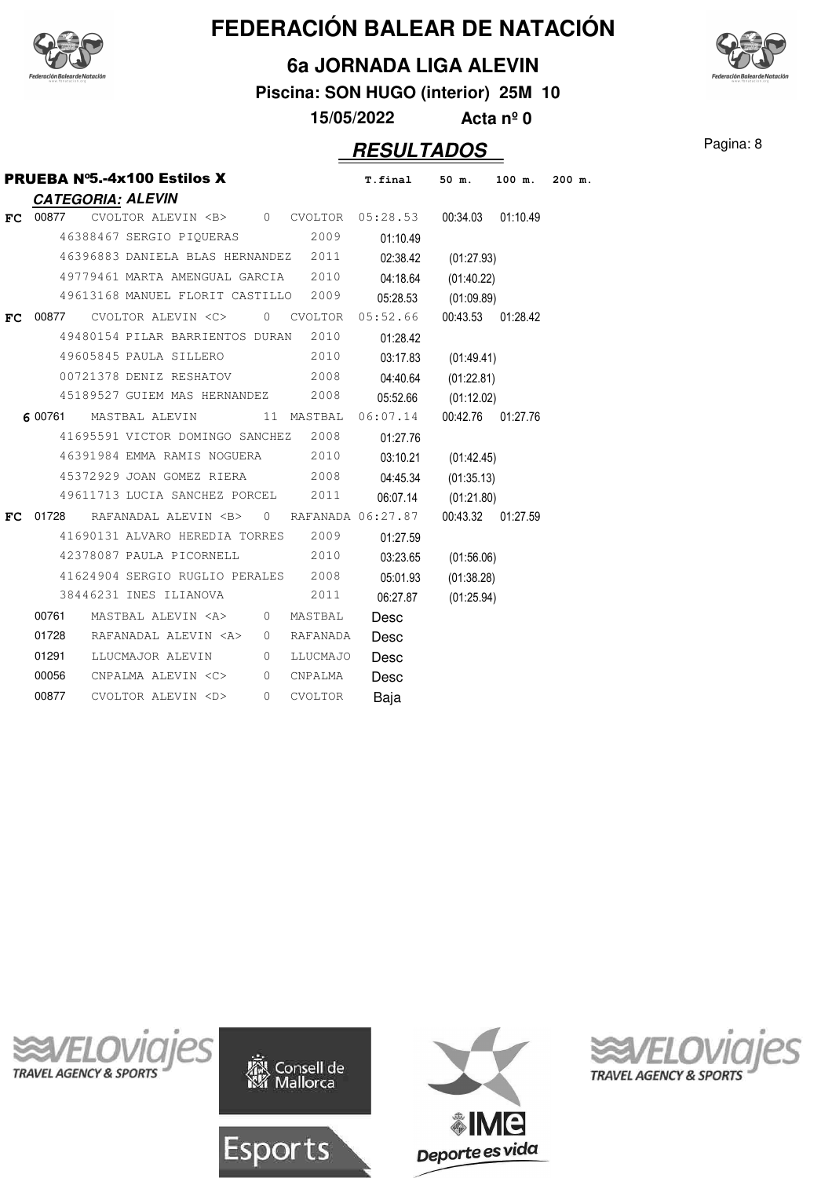# FEDERACIÓN BALEAR DE NATACIÓN

## 6a JORNADA LIGA ALEVIN

**Piscina: SON HUGO (interior) 25M 10**

**15/05/2022 Acta nº 0**

## RESULTADOS

### PRUEBA Nº5.-4x100 Estilos X

*CATEGORIA: ALEVIN*

| | | | | | | T.final | 50 m. | 100 m. | 200 m. |
|---|---|---|---|---|---|---|---|---|---|
| FC | 00877 | CVOLTOR ALEVIN <B> | | 0 | CVOLTOR | 05:28.53 | 00:34.03 | 01:10.49 | |
| | | 46388467 SERGIO PIQUERAS | 2009 | | | 01:10.49 | | | |
| | | 46396883 DANIELA BLAS HERNANDEZ | 2011 | | | 02:38.42 | (01:27.93) | | |
| | | 49779461 MARTA AMENGUAL GARCIA | 2010 | | | 04:18.64 | (01:40.22) | | |
| | | 49613168 MANUEL FLORIT CASTILLO | 2009 | | | 05:28.53 | (01:09.89) | | |
| FC | 00877 | CVOLTOR ALEVIN <C> | | 0 | CVOLTOR | 05:52.66 | 00:43.53 | 01:28.42 | |
| | | 49480154 PILAR BARRIENTOS DURAN | 2010 | | | 01:28.42 | | | |
| | | 49605845 PAULA SILLERO | 2010 | | | 03:17.83 | (01:49.41) | | |
| | | 00721378 DENIZ RESHATOV | 2008 | | | 04:40.64 | (01:22.81) | | |
| | | 45189527 GUIEM MAS HERNANDEZ | 2008 | | | 05:52.66 | (01:12.02) | | |
| 6 | 00761 | MASTBAL ALEVIN | | 11 | MASTBAL | 06:07.14 | 00:42.76 | 01:27.76 | |
| | | 41695591 VICTOR DOMINGO SANCHEZ | 2008 | | | 01:27.76 | | | |
| | | 46391984 EMMA RAMIS NOGUERA | 2010 | | | 03:10.21 | (01:42.45) | | |
| | | 45372929 JOAN GOMEZ RIERA | 2008 | | | 04:45.34 | (01:35.13) | | |
| | | 49611713 LUCIA SANCHEZ PORCEL | 2011 | | | 06:07.14 | (01:21.80) | | |
| FC | 01728 | RAFANADAL ALEVIN <B> | | 0 | RAFANADA | 06:27.87 | 00:43.32 | 01:27.59 | |
| | | 41690131 ALVARO HEREDIA TORRES | 2009 | | | 01:27.59 | | | |
| | | 42378087 PAULA PICORNELL | 2010 | | | 03:23.65 | (01:56.06) | | |
| | | 41624904 SERGIO RUGLIO PERALES | 2008 | | | 05:01.93 | (01:38.28) | | |
| | | 38446231 INES ILIANOVA | 2011 | | | 06:27.87 | (01:25.94) | | |
| | 00761 | MASTBAL ALEVIN <A> | | 0 | MASTBAL | Desc | | | |
| | 01728 | RAFANADAL ALEVIN <A> | | 0 | RAFANADA | Desc | | | |
| | 01291 | LLUCMAJOR ALEVIN | | 0 | LLUCMAJO | Desc | | | |
| | 00056 | CNPALMA ALEVIN <C> | | 0 | CNPALMA | Desc | | | |
| | 00877 | CVOLTOR ALEVIN <D> | | 0 | CVOLTOR | Baja | | | |